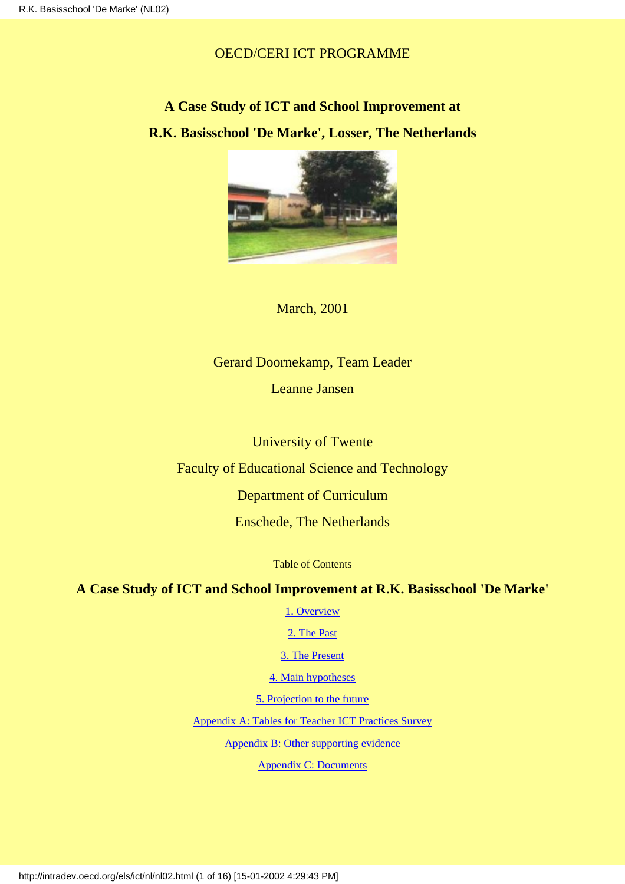OECD/CERI ICT PROGRAMME

# A Case Study of ICT and School Improvement at R.K. Basisschool 'De Marke', Losser, The Netherlands

March, 2001

Gerard Doornekamp, Team Leader

Leanne Jansen

University of Twente

Faculty of Educational Science and Technology

Department of Curriculum

Enschede, The Netherlands

Table of Contents

## A Case Study of ICT and School Improvement at R.K. Basisschool 'De Marke'

1. Overview
2. The Past
3. The Present
4. Main hypotheses
5. Projection to the future

Appendix A: Tables for Teacher ICT Practices Survey

Appendix B: Other supporting evidence

Appendix C: Documents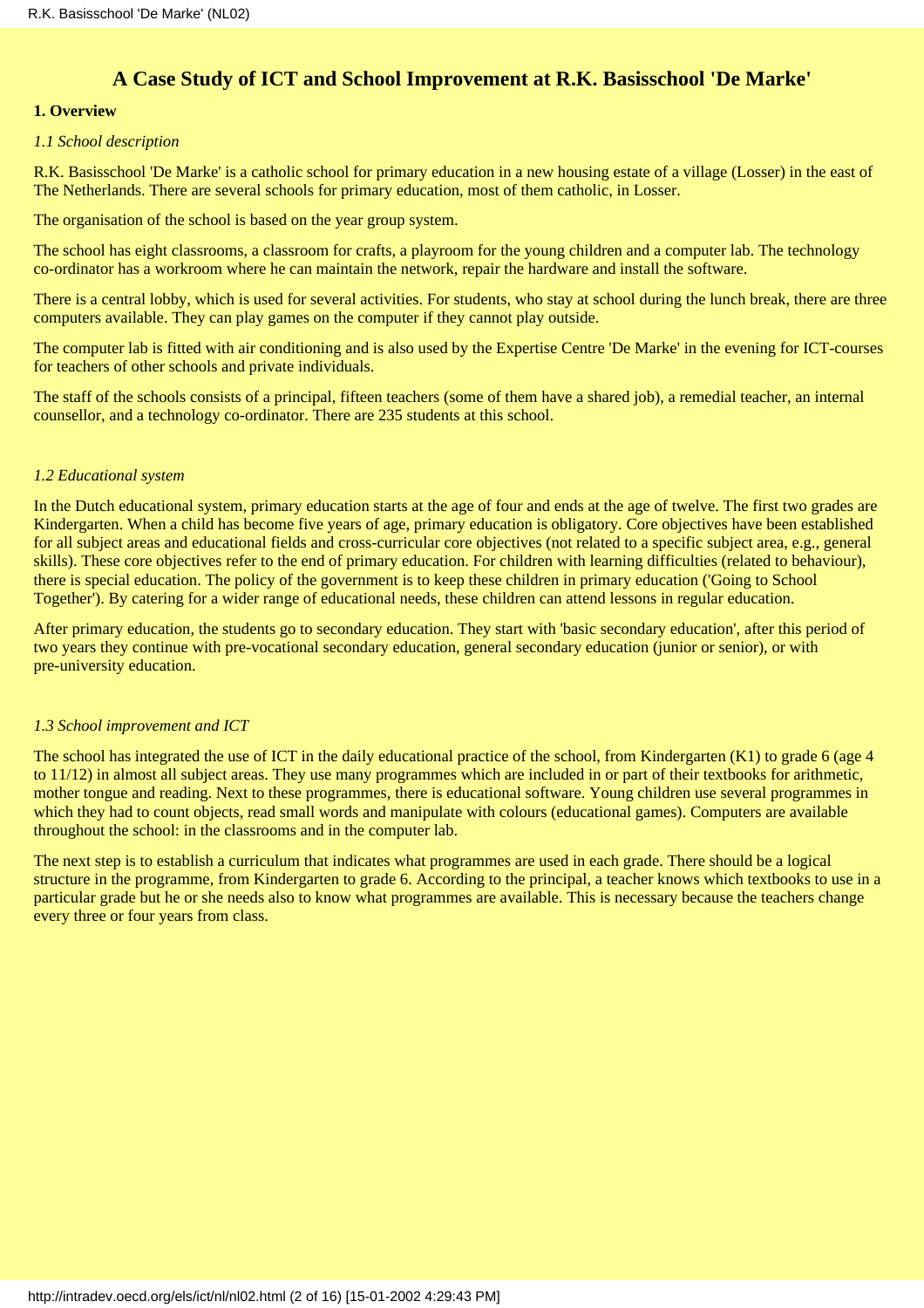# A Case Study of ICT and School Improvement at R.K. Basisschool 'De Marke'

**1. Overview**

*1.1 School description*

R.K. Basisschool 'De Marke' is a catholic school for primary education in a new housing estate of a village (Losser) in the east of The Netherlands. There are several schools for primary education, most of them catholic, in Losser.

The organisation of the school is based on the year group system.

The school has eight classrooms, a classroom for crafts, a playroom for the young children and a computer lab. The technology co-ordinator has a workroom where he can maintain the network, repair the hardware and install the software.

There is a central lobby, which is used for several activities. For students, who stay at school during the lunch break, there are three computers available. They can play games on the computer if they cannot play outside.

The computer lab is fitted with air conditioning and is also used by the Expertise Centre 'De Marke' in the evening for ICT-courses for teachers of other schools and private individuals.

The staff of the schools consists of a principal, fifteen teachers (some of them have a shared job), a remedial teacher, an internal counsellor, and a technology co-ordinator. There are 235 students at this school.

*1.2 Educational system*

In the Dutch educational system, primary education starts at the age of four and ends at the age of twelve. The first two grades are Kindergarten. When a child has become five years of age, primary education is obligatory. Core objectives have been established for all subject areas and educational fields and cross-curricular core objectives (not related to a specific subject area, e.g., general skills). These core objectives refer to the end of primary education. For children with learning difficulties (related to behaviour), there is special education. The policy of the government is to keep these children in primary education ('Going to School Together'). By catering for a wider range of educational needs, these children can attend lessons in regular education.

After primary education, the students go to secondary education. They start with 'basic secondary education', after this period of two years they continue with pre-vocational secondary education, general secondary education (junior or senior), or with pre-university education.

*1.3 School improvement and ICT*

The school has integrated the use of ICT in the daily educational practice of the school, from Kindergarten (K1) to grade 6 (age 4 to 11/12) in almost all subject areas. They use many programmes which are included in or part of their textbooks for arithmetic, mother tongue and reading. Next to these programmes, there is educational software. Young children use several programmes in which they had to count objects, read small words and manipulate with colours (educational games). Computers are available throughout the school: in the classrooms and in the computer lab.

The next step is to establish a curriculum that indicates what programmes are used in each grade. There should be a logical structure in the programme, from Kindergarten to grade 6. According to the principal, a teacher knows which textbooks to use in a particular grade but he or she needs also to know what programmes are available. This is necessary because the teachers change every three or four years from class.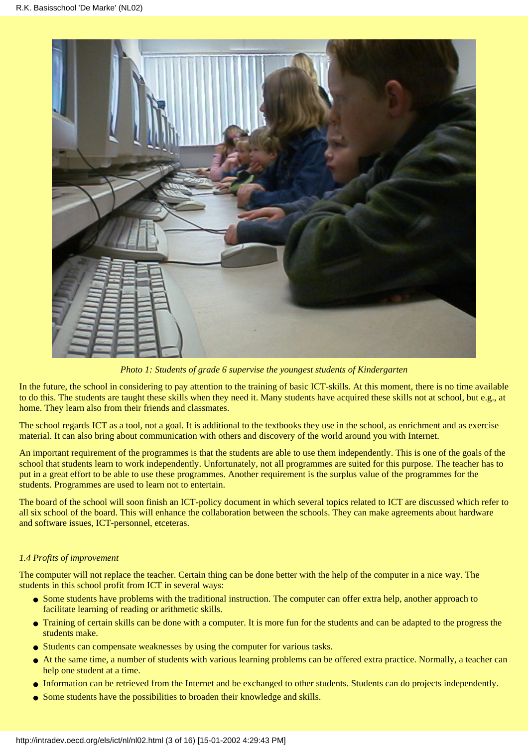*Photo 1: Students of grade 6 supervise the youngest students of Kindergarten*

In the future, the school in considering to pay attention to the training of basic ICT-skills. At this moment, there is no time available to do this. The students are taught these skills when they need it. Many students have acquired these skills not at school, but e.g., at home. They learn also from their friends and classmates.

The school regards ICT as a tool, not a goal. It is additional to the textbooks they use in the school, as enrichment and as exercise material. It can also bring about communication with others and discovery of the world around you with Internet.

An important requirement of the programmes is that the students are able to use them independently. This is one of the goals of the school that students learn to work independently. Unfortunately, not all programmes are suited for this purpose. The teacher has to put in a great effort to be able to use these programmes. Another requirement is the surplus value of the programmes for the students. Programmes are used to learn not to entertain.

The board of the school will soon finish an ICT-policy document in which several topics related to ICT are discussed which refer to all six school of the board. This will enhance the collaboration between the schools. They can make agreements about hardware and software issues, ICT-personnel, etceteras.

*1.4 Profits of improvement*

The computer will not replace the teacher. Certain thing can be done better with the help of the computer in a nice way. The students in this school profit from ICT in several ways:

- Some students have problems with the traditional instruction. The computer can offer extra help, another approach to facilitate learning of reading or arithmetic skills.
- Training of certain skills can be done with a computer. It is more fun for the students and can be adapted to the progress the students make.
- Students can compensate weaknesses by using the computer for various tasks.
- At the same time, a number of students with various learning problems can be offered extra practice. Normally, a teacher can help one student at a time.
- Information can be retrieved from the Internet and be exchanged to other students. Students can do projects independently.
- Some students have the possibilities to broaden their knowledge and skills.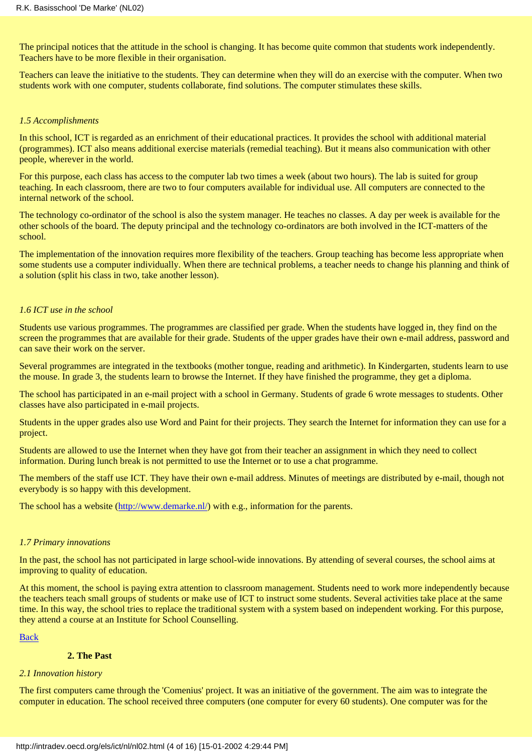The principal notices that the attitude in the school is changing. It has become quite common that students work independently. Teachers have to be more flexible in their organisation.

Teachers can leave the initiative to the students. They can determine when they will do an exercise with the computer. When two students work with one computer, students collaborate, find solutions. The computer stimulates these skills.

*1.5 Accomplishments*

In this school, ICT is regarded as an enrichment of their educational practices. It provides the school with additional material (programmes). ICT also means additional exercise materials (remedial teaching). But it means also communication with other people, wherever in the world.

For this purpose, each class has access to the computer lab two times a week (about two hours). The lab is suited for group teaching. In each classroom, there are two to four computers available for individual use. All computers are connected to the internal network of the school.

The technology co-ordinator of the school is also the system manager. He teaches no classes. A day per week is available for the other schools of the board. The deputy principal and the technology co-ordinators are both involved in the ICT-matters of the school.

The implementation of the innovation requires more flexibility of the teachers. Group teaching has become less appropriate when some students use a computer individually. When there are technical problems, a teacher needs to change his planning and think of a solution (split his class in two, take another lesson).

*1.6 ICT use in the school*

Students use various programmes. The programmes are classified per grade. When the students have logged in, they find on the screen the programmes that are available for their grade. Students of the upper grades have their own e-mail address, password and can save their work on the server.

Several programmes are integrated in the textbooks (mother tongue, reading and arithmetic). In Kindergarten, students learn to use the mouse. In grade 3, the students learn to browse the Internet. If they have finished the programme, they get a diploma.

The school has participated in an e-mail project with a school in Germany. Students of grade 6 wrote messages to students. Other classes have also participated in e-mail projects.

Students in the upper grades also use Word and Paint for their projects. They search the Internet for information they can use for a project.

Students are allowed to use the Internet when they have got from their teacher an assignment in which they need to collect information. During lunch break is not permitted to use the Internet or to use a chat programme.

The members of the staff use ICT. They have their own e-mail address. Minutes of meetings are distributed by e-mail, though not everybody is so happy with this development.

The school has a website ([http://www.demarke.nl/](http://www.demarke.nl/)) with e.g., information for the parents.

*1.7 Primary innovations*

In the past, the school has not participated in large school-wide innovations. By attending of several courses, the school aims at improving to quality of education.

At this moment, the school is paying extra attention to classroom management. Students need to work more independently because the teachers teach small groups of students or make use of ICT to instruct some students. Several activities take place at the same time. In this way, the school tries to replace the traditional system with a system based on independent working. For this purpose, they attend a course at an Institute for School Counselling.

Back

**2. The Past**

*2.1 Innovation history*

The first computers came through the 'Comenius' project. It was an initiative of the government. The aim was to integrate the computer in education. The school received three computers (one computer for every 60 students). One computer was for the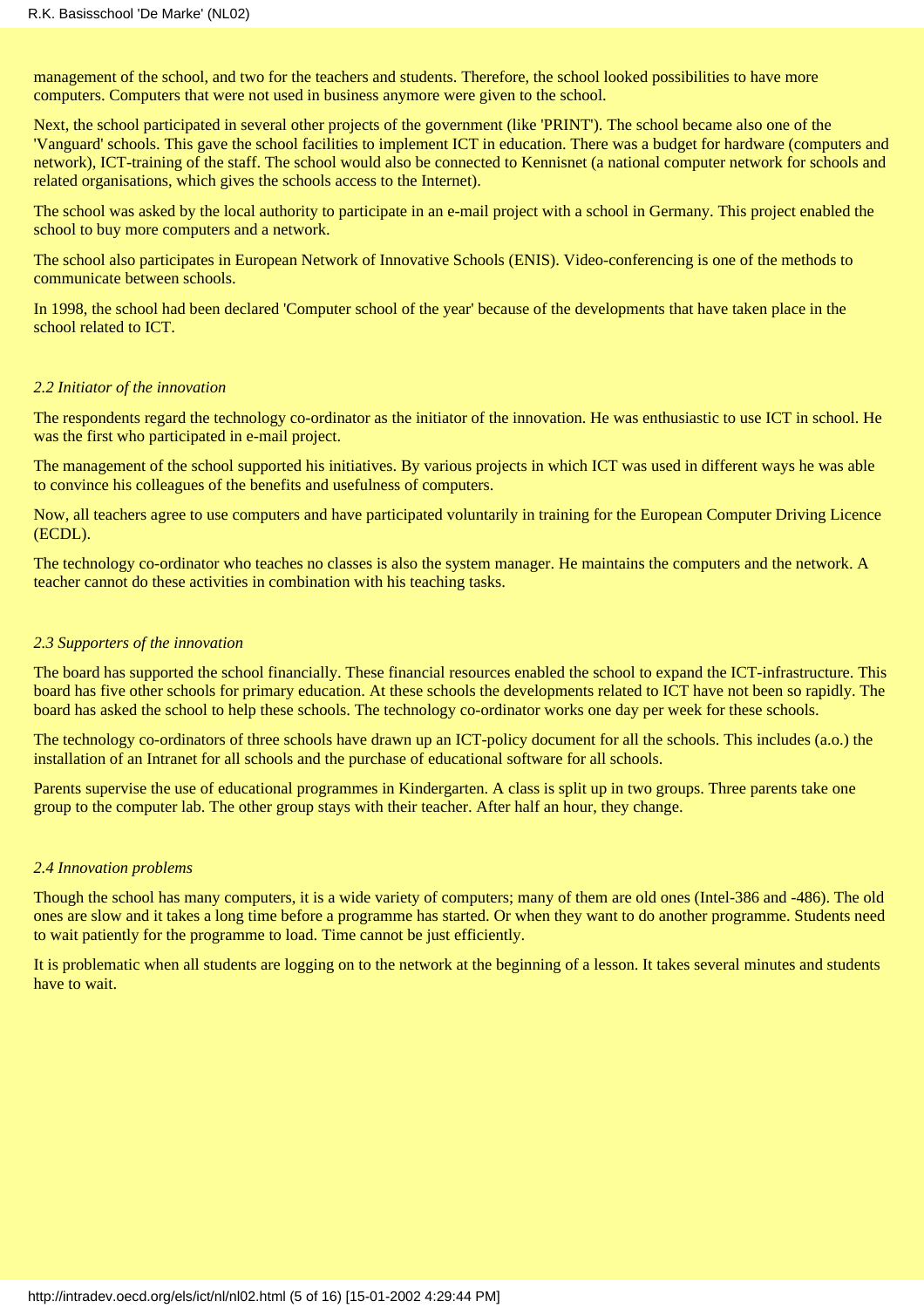management of the school, and two for the teachers and students. Therefore, the school looked possibilities to have more computers. Computers that were not used in business anymore were given to the school.

Next, the school participated in several other projects of the government (like 'PRINT'). The school became also one of the 'Vanguard' schools. This gave the school facilities to implement ICT in education. There was a budget for hardware (computers and network), ICT-training of the staff. The school would also be connected to Kennisnet (a national computer network for schools and related organisations, which gives the schools access to the Internet).

The school was asked by the local authority to participate in an e-mail project with a school in Germany. This project enabled the school to buy more computers and a network.

The school also participates in European Network of Innovative Schools (ENIS). Video-conferencing is one of the methods to communicate between schools.

In 1998, the school had been declared 'Computer school of the year' because of the developments that have taken place in the school related to ICT.

*2.2 Initiator of the innovation*

The respondents regard the technology co-ordinator as the initiator of the innovation. He was enthusiastic to use ICT in school. He was the first who participated in e-mail project.

The management of the school supported his initiatives. By various projects in which ICT was used in different ways he was able to convince his colleagues of the benefits and usefulness of computers.

Now, all teachers agree to use computers and have participated voluntarily in training for the European Computer Driving Licence (ECDL).

The technology co-ordinator who teaches no classes is also the system manager. He maintains the computers and the network. A teacher cannot do these activities in combination with his teaching tasks.

*2.3 Supporters of the innovation*

The board has supported the school financially. These financial resources enabled the school to expand the ICT-infrastructure. This board has five other schools for primary education. At these schools the developments related to ICT have not been so rapidly. The board has asked the school to help these schools. The technology co-ordinator works one day per week for these schools.

The technology co-ordinators of three schools have drawn up an ICT-policy document for all the schools. This includes (a.o.) the installation of an Intranet for all schools and the purchase of educational software for all schools.

Parents supervise the use of educational programmes in Kindergarten. A class is split up in two groups. Three parents take one group to the computer lab. The other group stays with their teacher. After half an hour, they change.

*2.4 Innovation problems*

Though the school has many computers, it is a wide variety of computers; many of them are old ones (Intel-386 and -486). The old ones are slow and it takes a long time before a programme has started. Or when they want to do another programme. Students need to wait patiently for the programme to load. Time cannot be just efficiently.

It is problematic when all students are logging on to the network at the beginning of a lesson. It takes several minutes and students have to wait.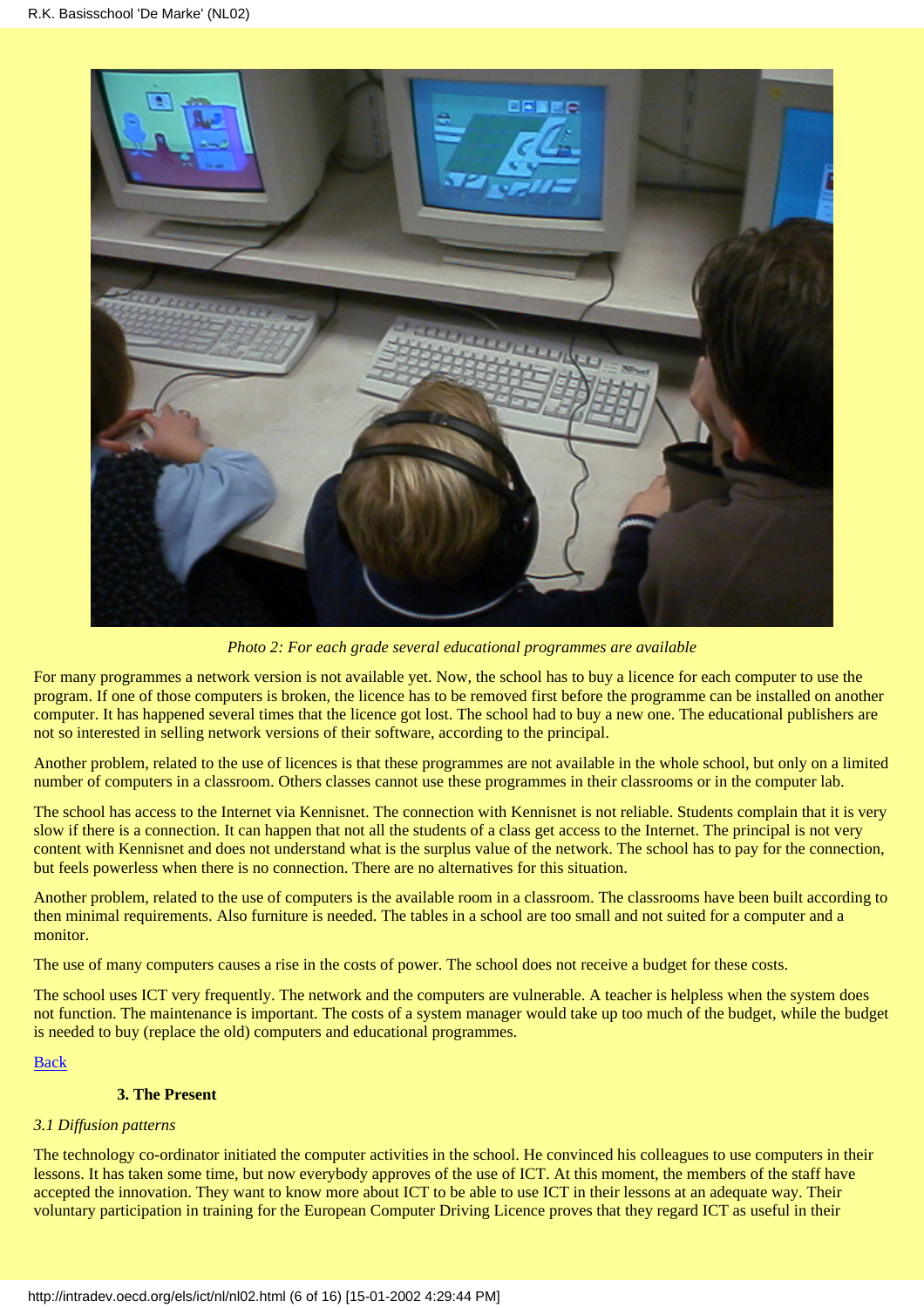*Photo 2: For each grade several educational programmes are available*

For many programmes a network version is not available yet. Now, the school has to buy a licence for each computer to use the program. If one of those computers is broken, the licence has to be removed first before the programme can be installed on another computer. It has happened several times that the licence got lost. The school had to buy a new one. The educational publishers are not so interested in selling network versions of their software, according to the principal.

Another problem, related to the use of licences is that these programmes are not available in the whole school, but only on a limited number of computers in a classroom. Others classes cannot use these programmes in their classrooms or in the computer lab.

The school has access to the Internet via Kennisnet. The connection with Kennisnet is not reliable. Students complain that it is very slow if there is a connection. It can happen that not all the students of a class get access to the Internet. The principal is not very content with Kennisnet and does not understand what is the surplus value of the network. The school has to pay for the connection, but feels powerless when there is no connection. There are no alternatives for this situation.

Another problem, related to the use of computers is the available room in a classroom. The classrooms have been built according to then minimal requirements. Also furniture is needed. The tables in a school are too small and not suited for a computer and a monitor.

The use of many computers causes a rise in the costs of power. The school does not receive a budget for these costs.

The school uses ICT very frequently. The network and the computers are vulnerable. A teacher is helpless when the system does not function. The maintenance is important. The costs of a system manager would take up too much of the budget, while the budget is needed to buy (replace the old) computers and educational programmes.

Back

### 3. The Present

*3.1 Diffusion patterns*

The technology co-ordinator initiated the computer activities in the school. He convinced his colleagues to use computers in their lessons. It has taken some time, but now everybody approves of the use of ICT. At this moment, the members of the staff have accepted the innovation. They want to know more about ICT to be able to use ICT in their lessons at an adequate way. Their voluntary participation in training for the European Computer Driving Licence proves that they regard ICT as useful in their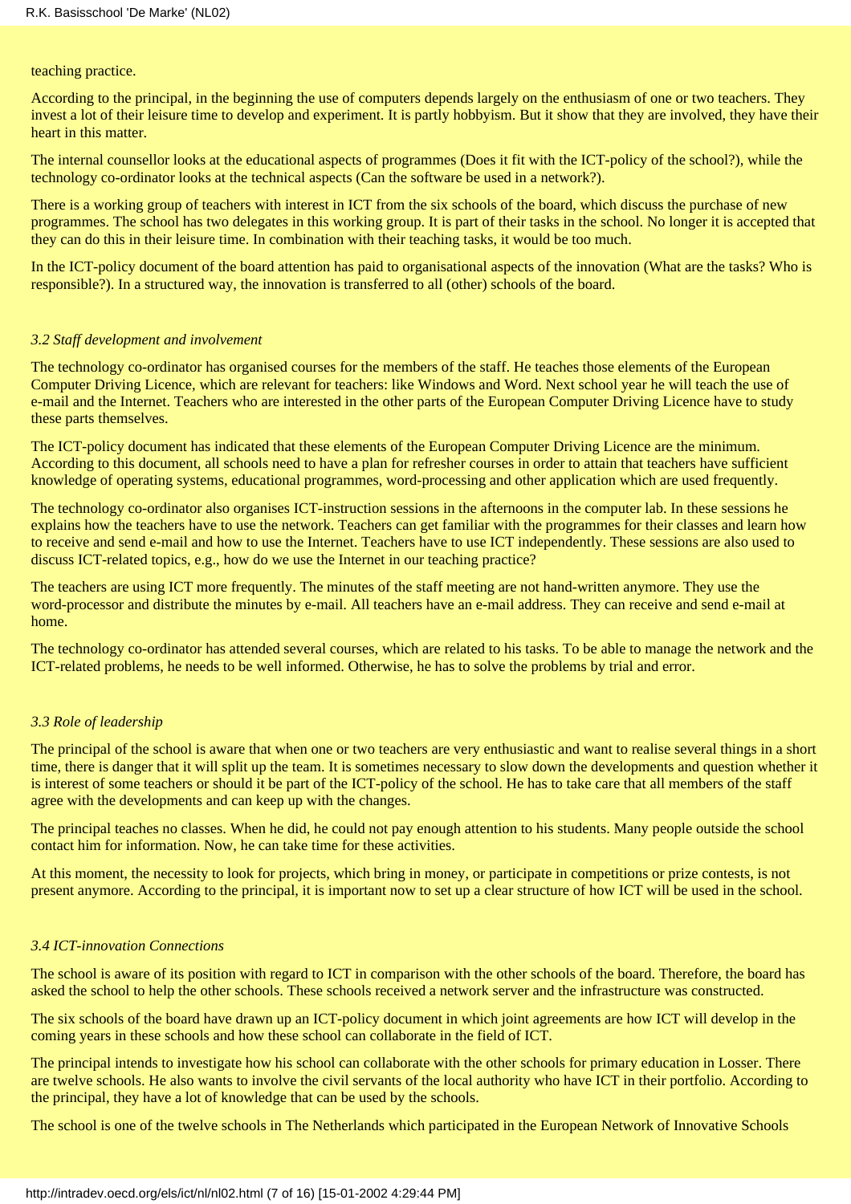teaching practice.

According to the principal, in the beginning the use of computers depends largely on the enthusiasm of one or two teachers. They invest a lot of their leisure time to develop and experiment. It is partly hobbyism. But it show that they are involved, they have their heart in this matter.

The internal counsellor looks at the educational aspects of programmes (Does it fit with the ICT-policy of the school?), while the technology co-ordinator looks at the technical aspects (Can the software be used in a network?).

There is a working group of teachers with interest in ICT from the six schools of the board, which discuss the purchase of new programmes. The school has two delegates in this working group. It is part of their tasks in the school. No longer it is accepted that they can do this in their leisure time. In combination with their teaching tasks, it would be too much.

In the ICT-policy document of the board attention has paid to organisational aspects of the innovation (What are the tasks? Who is responsible?). In a structured way, the innovation is transferred to all (other) schools of the board.

### *3.2 Staff development and involvement*

The technology co-ordinator has organised courses for the members of the staff. He teaches those elements of the European Computer Driving Licence, which are relevant for teachers: like Windows and Word. Next school year he will teach the use of e-mail and the Internet. Teachers who are interested in the other parts of the European Computer Driving Licence have to study these parts themselves.

The ICT-policy document has indicated that these elements of the European Computer Driving Licence are the minimum. According to this document, all schools need to have a plan for refresher courses in order to attain that teachers have sufficient knowledge of operating systems, educational programmes, word-processing and other application which are used frequently.

The technology co-ordinator also organises ICT-instruction sessions in the afternoons in the computer lab. In these sessions he explains how the teachers have to use the network. Teachers can get familiar with the programmes for their classes and learn how to receive and send e-mail and how to use the Internet. Teachers have to use ICT independently. These sessions are also used to discuss ICT-related topics, e.g., how do we use the Internet in our teaching practice?

The teachers are using ICT more frequently. The minutes of the staff meeting are not hand-written anymore. They use the word-processor and distribute the minutes by e-mail. All teachers have an e-mail address. They can receive and send e-mail at home.

The technology co-ordinator has attended several courses, which are related to his tasks. To be able to manage the network and the ICT-related problems, he needs to be well informed. Otherwise, he has to solve the problems by trial and error.

### *3.3 Role of leadership*

The principal of the school is aware that when one or two teachers are very enthusiastic and want to realise several things in a short time, there is danger that it will split up the team. It is sometimes necessary to slow down the developments and question whether it is interest of some teachers or should it be part of the ICT-policy of the school. He has to take care that all members of the staff agree with the developments and can keep up with the changes.

The principal teaches no classes. When he did, he could not pay enough attention to his students. Many people outside the school contact him for information. Now, he can take time for these activities.

At this moment, the necessity to look for projects, which bring in money, or participate in competitions or prize contests, is not present anymore. According to the principal, it is important now to set up a clear structure of how ICT will be used in the school.

### *3.4 ICT-innovation Connections*

The school is aware of its position with regard to ICT in comparison with the other schools of the board. Therefore, the board has asked the school to help the other schools. These schools received a network server and the infrastructure was constructed.

The six schools of the board have drawn up an ICT-policy document in which joint agreements are how ICT will develop in the coming years in these schools and how these school can collaborate in the field of ICT.

The principal intends to investigate how his school can collaborate with the other schools for primary education in Losser. There are twelve schools. He also wants to involve the civil servants of the local authority who have ICT in their portfolio. According to the principal, they have a lot of knowledge that can be used by the schools.

The school is one of the twelve schools in The Netherlands which participated in the European Network of Innovative Schools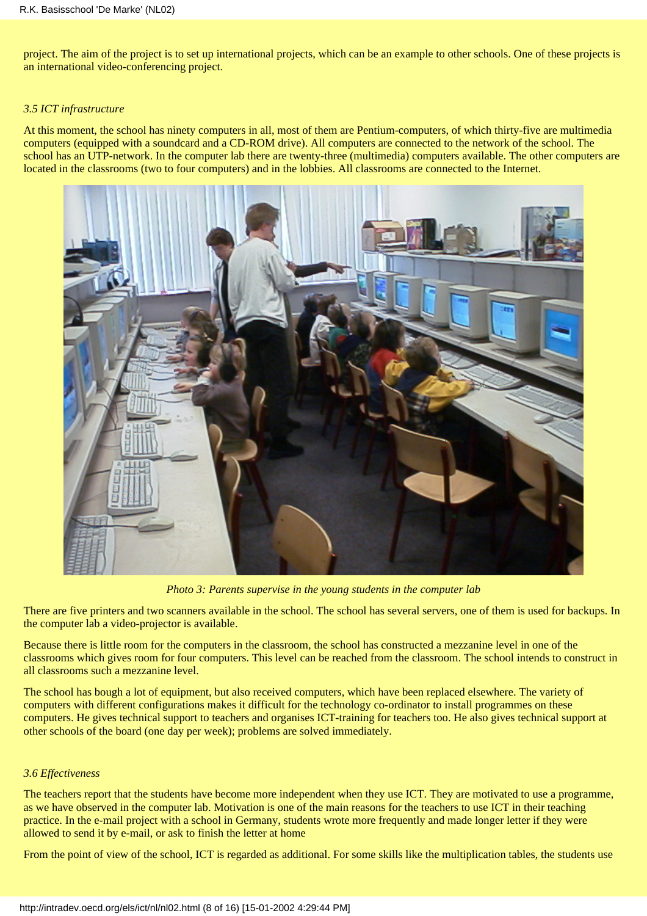project. The aim of the project is to set up international projects, which can be an example to other schools. One of these projects is an international video-conferencing project.

### *3.5 ICT infrastructure*

At this moment, the school has ninety computers in all, most of them are Pentium-computers, of which thirty-five are multimedia computers (equipped with a soundcard and a CD-ROM drive). All computers are connected to the network of the school. The school has an UTP-network. In the computer lab there are twenty-three (multimedia) computers available. The other computers are located in the classrooms (two to four computers) and in the lobbies. All classrooms are connected to the Internet.

*Photo 3: Parents supervise in the young students in the computer lab*

There are five printers and two scanners available in the school. The school has several servers, one of them is used for backups. In the computer lab a video-projector is available.

Because there is little room for the computers in the classroom, the school has constructed a mezzanine level in one of the classrooms which gives room for four computers. This level can be reached from the classroom. The school intends to construct in all classrooms such a mezzanine level.

The school has bough a lot of equipment, but also received computers, which have been replaced elsewhere. The variety of computers with different configurations makes it difficult for the technology co-ordinator to install programmes on these computers. He gives technical support to teachers and organises ICT-training for teachers too. He also gives technical support at other schools of the board (one day per week); problems are solved immediately.

### *3.6 Effectiveness*

The teachers report that the students have become more independent when they use ICT. They are motivated to use a programme, as we have observed in the computer lab. Motivation is one of the main reasons for the teachers to use ICT in their teaching practice. In the e-mail project with a school in Germany, students wrote more frequently and made longer letter if they were allowed to send it by e-mail, or ask to finish the letter at home

From the point of view of the school, ICT is regarded as additional. For some skills like the multiplication tables, the students use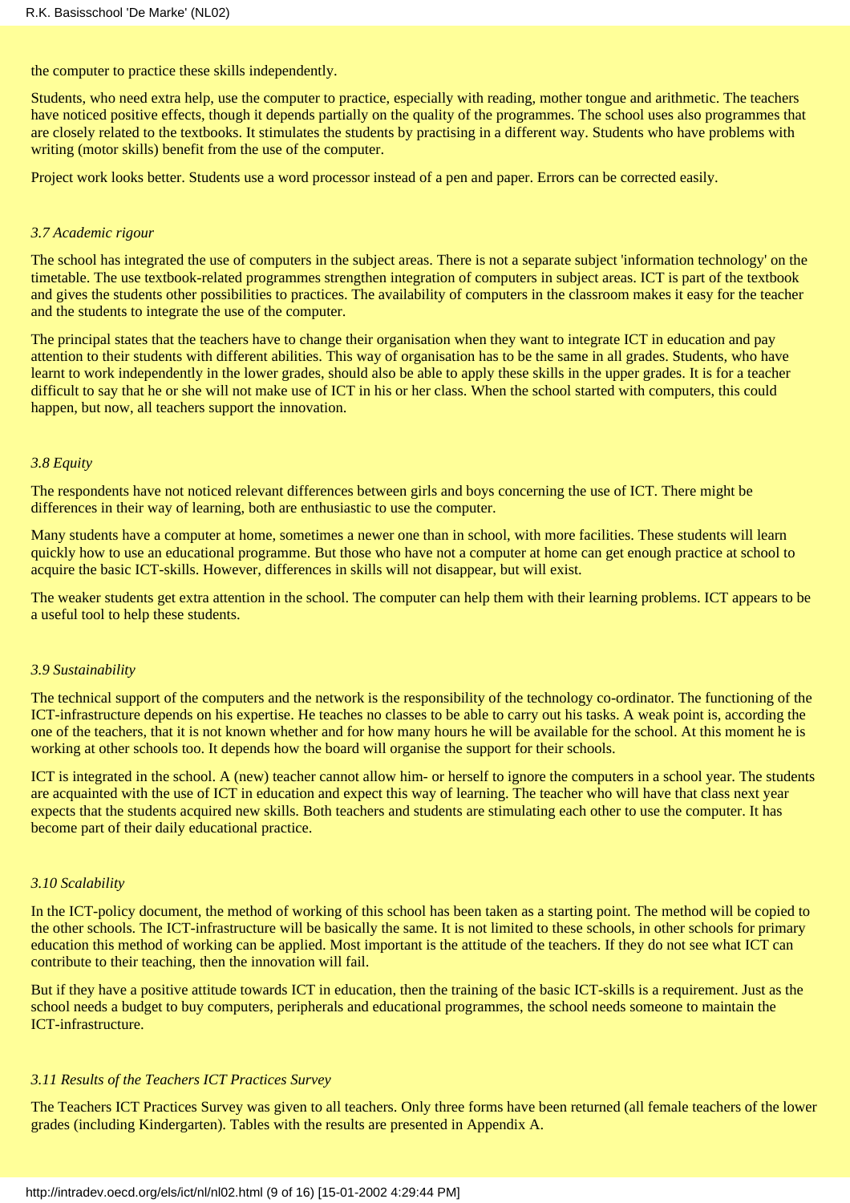the computer to practice these skills independently.

Students, who need extra help, use the computer to practice, especially with reading, mother tongue and arithmetic. The teachers have noticed positive effects, though it depends partially on the quality of the programmes. The school uses also programmes that are closely related to the textbooks. It stimulates the students by practising in a different way. Students who have problems with writing (motor skills) benefit from the use of the computer.

Project work looks better. Students use a word processor instead of a pen and paper. Errors can be corrected easily.

### *3.7 Academic rigour*

The school has integrated the use of computers in the subject areas. There is not a separate subject 'information technology' on the timetable. The use textbook-related programmes strengthen integration of computers in subject areas. ICT is part of the textbook and gives the students other possibilities to practices. The availability of computers in the classroom makes it easy for the teacher and the students to integrate the use of the computer.

The principal states that the teachers have to change their organisation when they want to integrate ICT in education and pay attention to their students with different abilities. This way of organisation has to be the same in all grades. Students, who have learnt to work independently in the lower grades, should also be able to apply these skills in the upper grades. It is for a teacher difficult to say that he or she will not make use of ICT in his or her class. When the school started with computers, this could happen, but now, all teachers support the innovation.

### *3.8 Equity*

The respondents have not noticed relevant differences between girls and boys concerning the use of ICT. There might be differences in their way of learning, both are enthusiastic to use the computer.

Many students have a computer at home, sometimes a newer one than in school, with more facilities. These students will learn quickly how to use an educational programme. But those who have not a computer at home can get enough practice at school to acquire the basic ICT-skills. However, differences in skills will not disappear, but will exist.

The weaker students get extra attention in the school. The computer can help them with their learning problems. ICT appears to be a useful tool to help these students.

### *3.9 Sustainability*

The technical support of the computers and the network is the responsibility of the technology co-ordinator. The functioning of the ICT-infrastructure depends on his expertise. He teaches no classes to be able to carry out his tasks. A weak point is, according the one of the teachers, that it is not known whether and for how many hours he will be available for the school. At this moment he is working at other schools too. It depends how the board will organise the support for their schools.

ICT is integrated in the school. A (new) teacher cannot allow him- or herself to ignore the computers in a school year. The students are acquainted with the use of ICT in education and expect this way of learning. The teacher who will have that class next year expects that the students acquired new skills. Both teachers and students are stimulating each other to use the computer. It has become part of their daily educational practice.

### *3.10 Scalability*

In the ICT-policy document, the method of working of this school has been taken as a starting point. The method will be copied to the other schools. The ICT-infrastructure will be basically the same. It is not limited to these schools, in other schools for primary education this method of working can be applied. Most important is the attitude of the teachers. If they do not see what ICT can contribute to their teaching, then the innovation will fail.

But if they have a positive attitude towards ICT in education, then the training of the basic ICT-skills is a requirement. Just as the school needs a budget to buy computers, peripherals and educational programmes, the school needs someone to maintain the ICT-infrastructure.

### *3.11 Results of the Teachers ICT Practices Survey*

The Teachers ICT Practices Survey was given to all teachers. Only three forms have been returned (all female teachers of the lower grades (including Kindergarten). Tables with the results are presented in Appendix A.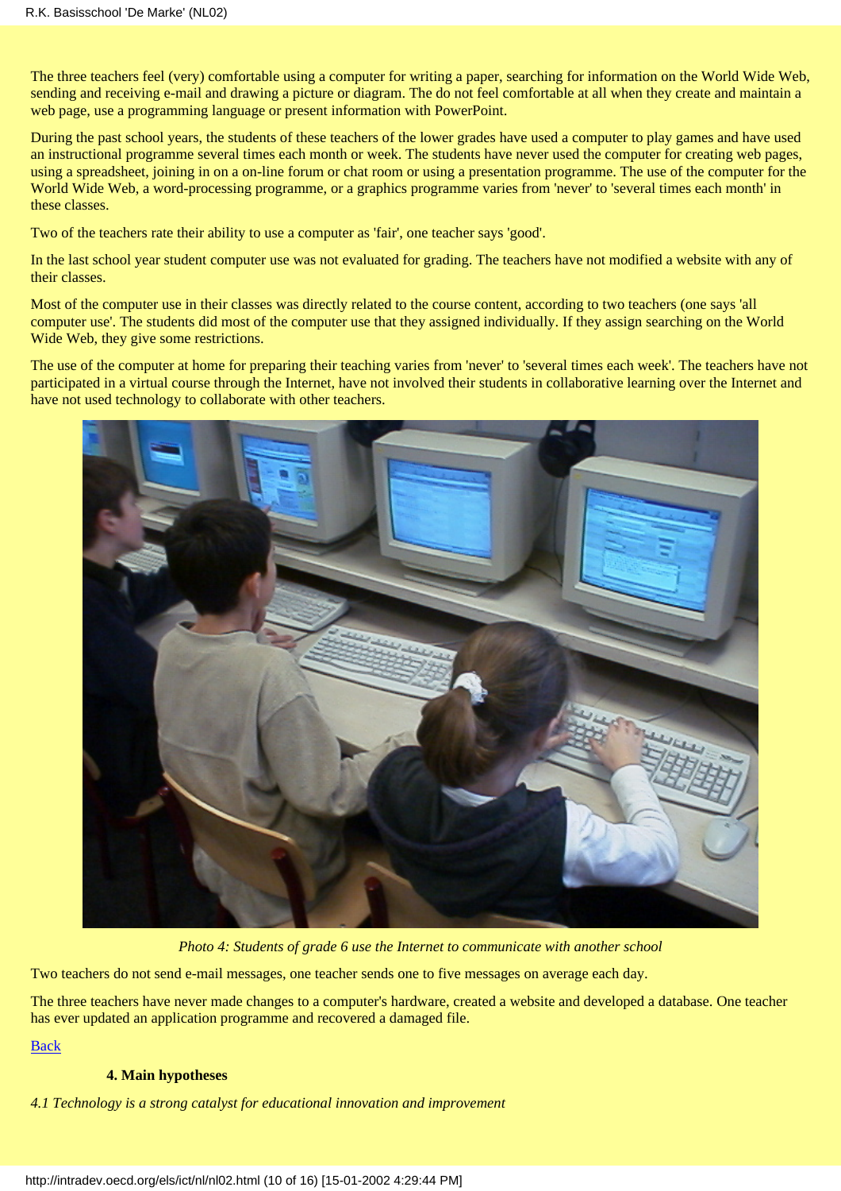The three teachers feel (very) comfortable using a computer for writing a paper, searching for information on the World Wide Web, sending and receiving e-mail and drawing a picture or diagram. The do not feel comfortable at all when they create and maintain a web page, use a programming language or present information with PowerPoint.

During the past school years, the students of these teachers of the lower grades have used a computer to play games and have used an instructional programme several times each month or week. The students have never used the computer for creating web pages, using a spreadsheet, joining in on a on-line forum or chat room or using a presentation programme. The use of the computer for the World Wide Web, a word-processing programme, or a graphics programme varies from 'never' to 'several times each month' in these classes.

Two of the teachers rate their ability to use a computer as 'fair', one teacher says 'good'.

In the last school year student computer use was not evaluated for grading. The teachers have not modified a website with any of their classes.

Most of the computer use in their classes was directly related to the course content, according to two teachers (one says 'all computer use'. The students did most of the computer use that they assigned individually. If they assign searching on the World Wide Web, they give some restrictions.

The use of the computer at home for preparing their teaching varies from 'never' to 'several times each week'. The teachers have not participated in a virtual course through the Internet, have not involved their students in collaborative learning over the Internet and have not used technology to collaborate with other teachers.

*Photo 4: Students of grade 6 use the Internet to communicate with another school*

Two teachers do not send e-mail messages, one teacher sends one to five messages on average each day.

The three teachers have never made changes to a computer's hardware, created a website and developed a database. One teacher has ever updated an application programme and recovered a damaged file.

Back

### 4. Main hypotheses

*4.1 Technology is a strong catalyst for educational innovation and improvement*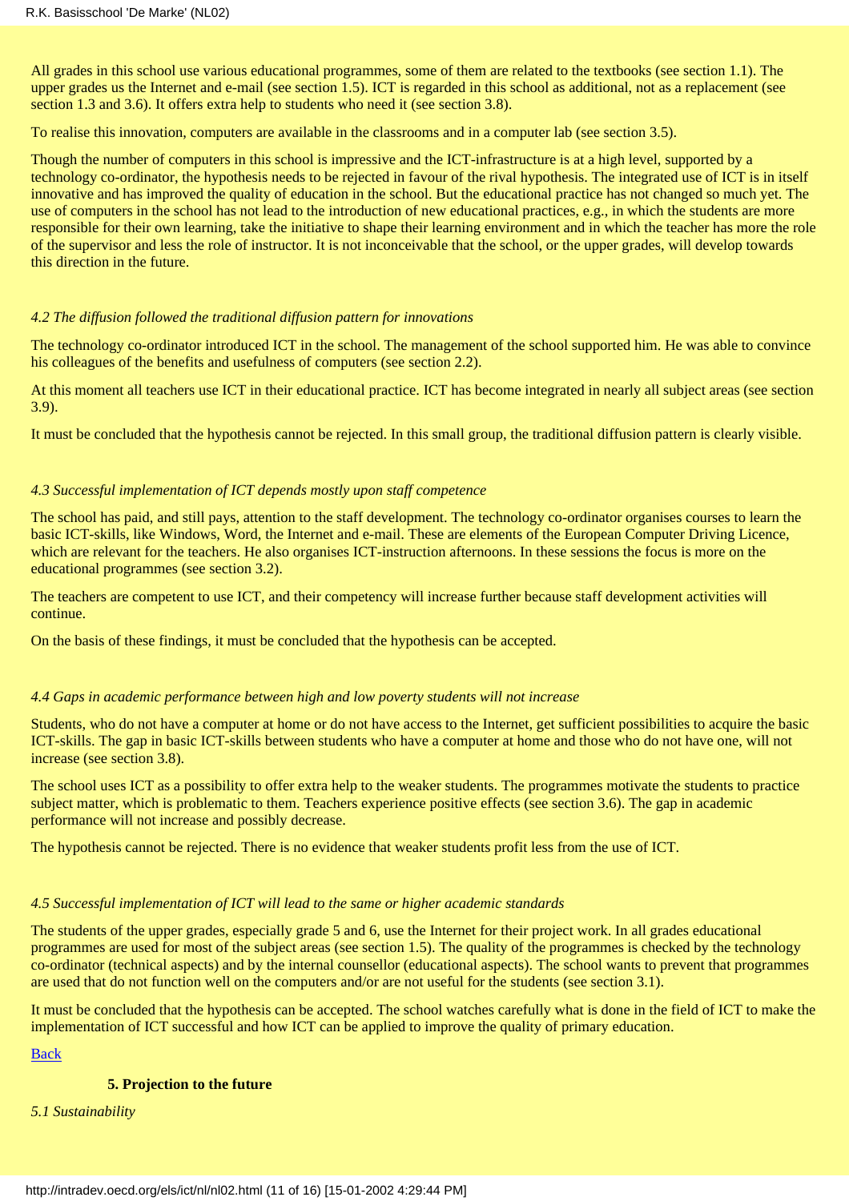All grades in this school use various educational programmes, some of them are related to the textbooks (see section 1.1). The upper grades us the Internet and e-mail (see section 1.5). ICT is regarded in this school as additional, not as a replacement (see section 1.3 and 3.6). It offers extra help to students who need it (see section 3.8).

To realise this innovation, computers are available in the classrooms and in a computer lab (see section 3.5).

Though the number of computers in this school is impressive and the ICT-infrastructure is at a high level, supported by a technology co-ordinator, the hypothesis needs to be rejected in favour of the rival hypothesis. The integrated use of ICT is in itself innovative and has improved the quality of education in the school. But the educational practice has not changed so much yet. The use of computers in the school has not lead to the introduction of new educational practices, e.g., in which the students are more responsible for their own learning, take the initiative to shape their learning environment and in which the teacher has more the role of the supervisor and less the role of instructor. It is not inconceivable that the school, or the upper grades, will develop towards this direction in the future.

*4.2 The diffusion followed the traditional diffusion pattern for innovations*

The technology co-ordinator introduced ICT in the school. The management of the school supported him. He was able to convince his colleagues of the benefits and usefulness of computers (see section 2.2).

At this moment all teachers use ICT in their educational practice. ICT has become integrated in nearly all subject areas (see section 3.9).

It must be concluded that the hypothesis cannot be rejected. In this small group, the traditional diffusion pattern is clearly visible.

*4.3 Successful implementation of ICT depends mostly upon staff competence*

The school has paid, and still pays, attention to the staff development. The technology co-ordinator organises courses to learn the basic ICT-skills, like Windows, Word, the Internet and e-mail. These are elements of the European Computer Driving Licence, which are relevant for the teachers. He also organises ICT-instruction afternoons. In these sessions the focus is more on the educational programmes (see section 3.2).

The teachers are competent to use ICT, and their competency will increase further because staff development activities will continue.

On the basis of these findings, it must be concluded that the hypothesis can be accepted.

*4.4 Gaps in academic performance between high and low poverty students will not increase*

Students, who do not have a computer at home or do not have access to the Internet, get sufficient possibilities to acquire the basic ICT-skills. The gap in basic ICT-skills between students who have a computer at home and those who do not have one, will not increase (see section 3.8).

The school uses ICT as a possibility to offer extra help to the weaker students. The programmes motivate the students to practice subject matter, which is problematic to them. Teachers experience positive effects (see section 3.6). The gap in academic performance will not increase and possibly decrease.

The hypothesis cannot be rejected. There is no evidence that weaker students profit less from the use of ICT.

*4.5 Successful implementation of ICT will lead to the same or higher academic standards*

The students of the upper grades, especially grade 5 and 6, use the Internet for their project work. In all grades educational programmes are used for most of the subject areas (see section 1.5). The quality of the programmes is checked by the technology co-ordinator (technical aspects) and by the internal counsellor (educational aspects). The school wants to prevent that programmes are used that do not function well on the computers and/or are not useful for the students (see section 3.1).

It must be concluded that the hypothesis can be accepted. The school watches carefully what is done in the field of ICT to make the implementation of ICT successful and how ICT can be applied to improve the quality of primary education.

Back

## 5. Projection to the future

*5.1 Sustainability*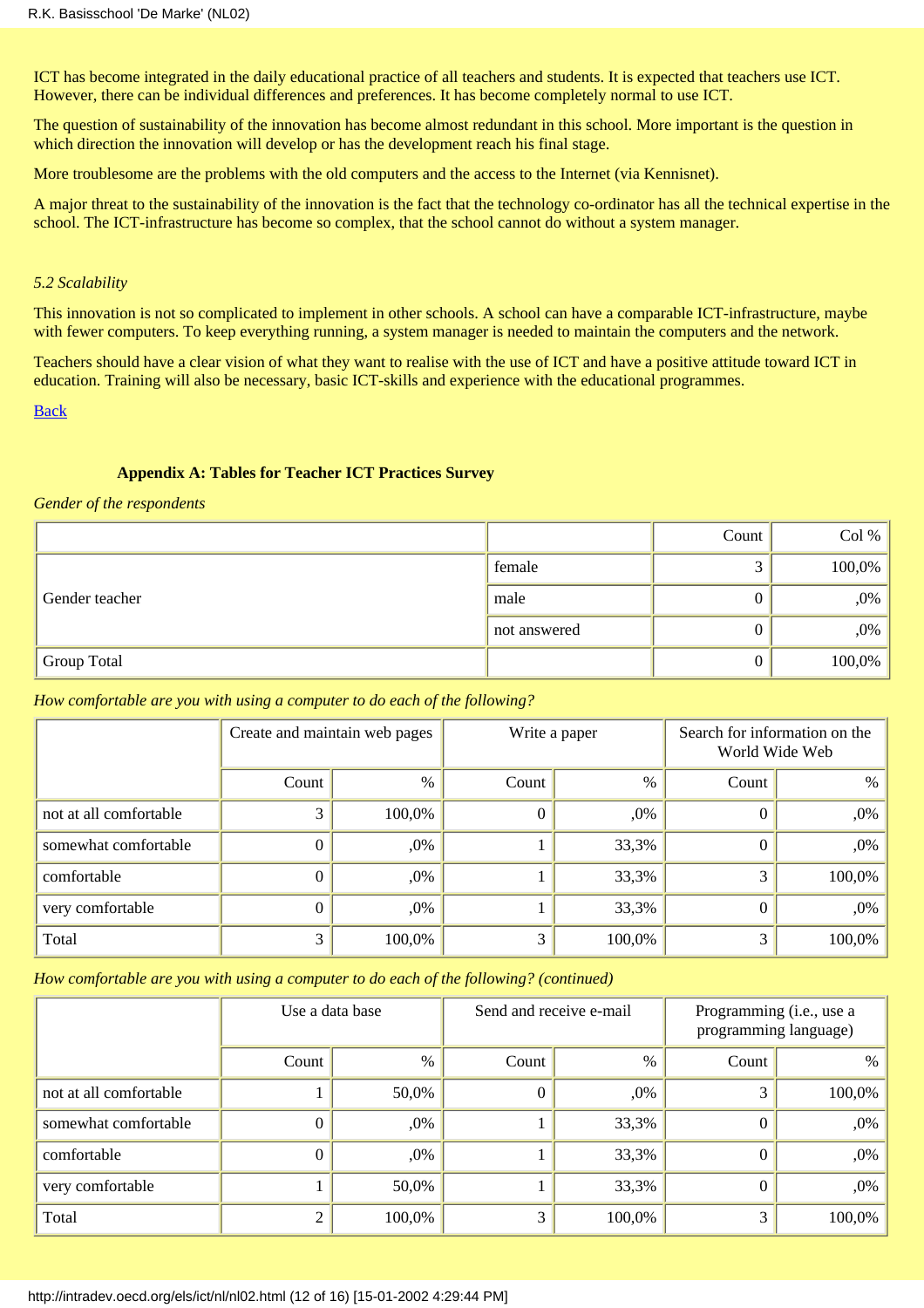ICT has become integrated in the daily educational practice of all teachers and students. It is expected that teachers use ICT. However, there can be individual differences and preferences. It has become completely normal to use ICT.

The question of sustainability of the innovation has become almost redundant in this school. More important is the question in which direction the innovation will develop or has the development reach his final stage.

More troublesome are the problems with the old computers and the access to the Internet (via Kennisnet).

A major threat to the sustainability of the innovation is the fact that the technology co-ordinator has all the technical expertise in the school. The ICT-infrastructure has become so complex, that the school cannot do without a system manager.

*5.2 Scalability*

This innovation is not so complicated to implement in other schools. A school can have a comparable ICT-infrastructure, maybe with fewer computers. To keep everything running, a system manager is needed to maintain the computers and the network.

Teachers should have a clear vision of what they want to realise with the use of ICT and have a positive attitude toward ICT in education. Training will also be necessary, basic ICT-skills and experience with the educational programmes.

Back

**Appendix A: Tables for Teacher ICT Practices Survey**

*Gender of the respondents*

| | | Count | Col % |
|---|---|---|---|
| Gender teacher | female | 3 | 100,0% |
| | male | 0 | ,0% |
| | not answered | 0 | ,0% |
| Group Total | | 0 | 100,0% |

*How comfortable are you with using a computer to do each of the following?*

| | Create and maintain web pages | | Write a paper | | Search for information on the World Wide Web | |
|---|---|---|---|---|---|---|
| | Count | % | Count | % | Count | % |
| not at all comfortable | 3 | 100,0% | 0 | ,0% | 0 | ,0% |
| somewhat comfortable | 0 | ,0% | 1 | 33,3% | 0 | ,0% |
| comfortable | 0 | ,0% | 1 | 33,3% | 3 | 100,0% |
| very comfortable | 0 | ,0% | 1 | 33,3% | 0 | ,0% |
| Total | 3 | 100,0% | 3 | 100,0% | 3 | 100,0% |

*How comfortable are you with using a computer to do each of the following? (continued)*

| | Use a data base | | Send and receive e-mail | | Programming (i.e., use a programming language) | |
|---|---|---|---|---|---|---|
| | Count | % | Count | % | Count | % |
| not at all comfortable | 1 | 50,0% | 0 | ,0% | 3 | 100,0% |
| somewhat comfortable | 0 | ,0% | 1 | 33,3% | 0 | ,0% |
| comfortable | 0 | ,0% | 1 | 33,3% | 0 | ,0% |
| very comfortable | 1 | 50,0% | 1 | 33,3% | 0 | ,0% |
| Total | 2 | 100,0% | 3 | 100,0% | 3 | 100,0% |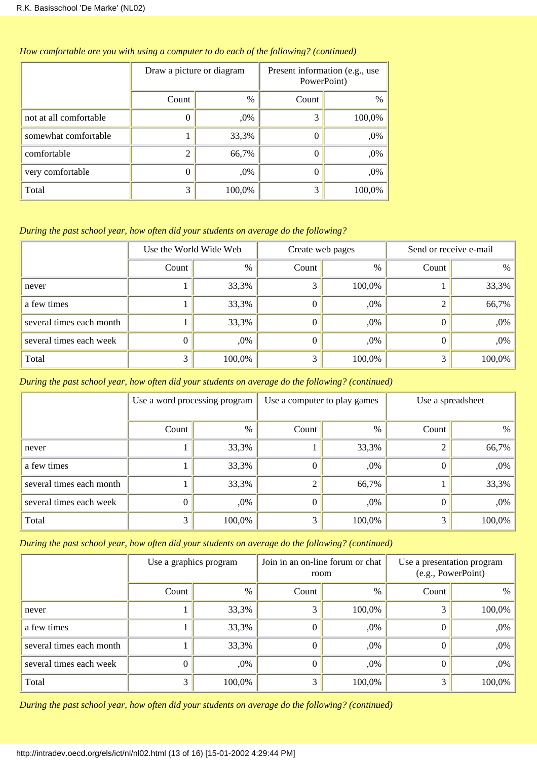*How comfortable are you with using a computer to do each of the following? (continued)*

| | Draw a picture or diagram | | Present information (e.g., use PowerPoint) | |
|---|---|---|---|---|
| | Count | % | Count | % |
| not at all comfortable | 0 | ,0% | 3 | 100,0% |
| somewhat comfortable | 1 | 33,3% | 0 | ,0% |
| comfortable | 2 | 66,7% | 0 | ,0% |
| very comfortable | 0 | ,0% | 0 | ,0% |
| Total | 3 | 100,0% | 3 | 100,0% |

*During the past school year, how often did your students on average do the following?*

| | Use the World Wide Web | | Create web pages | | Send or receive e-mail | |
|---|---|---|---|---|---|---|
| | Count | % | Count | % | Count | % |
| never | 1 | 33,3% | 3 | 100,0% | 1 | 33,3% |
| a few times | 1 | 33,3% | 0 | ,0% | 2 | 66,7% |
| several times each month | 1 | 33,3% | 0 | ,0% | 0 | ,0% |
| several times each week | 0 | ,0% | 0 | ,0% | 0 | ,0% |
| Total | 3 | 100,0% | 3 | 100,0% | 3 | 100,0% |

*During the past school year, how often did your students on average do the following? (continued)*

| | Use a word processing program | | Use a computer to play games | | Use a spreadsheet | |
|---|---|---|---|---|---|---|
| | Count | % | Count | % | Count | % |
| never | 1 | 33,3% | 1 | 33,3% | 2 | 66,7% |
| a few times | 1 | 33,3% | 0 | ,0% | 0 | ,0% |
| several times each month | 1 | 33,3% | 2 | 66,7% | 1 | 33,3% |
| several times each week | 0 | ,0% | 0 | ,0% | 0 | ,0% |
| Total | 3 | 100,0% | 3 | 100,0% | 3 | 100,0% |

*During the past school year, how often did your students on average do the following? (continued)*

| | Use a graphics program | | Join in an on-line forum or chat room | | Use a presentation program (e.g., PowerPoint) | |
|---|---|---|---|---|---|---|
| | Count | % | Count | % | Count | % |
| never | 1 | 33,3% | 3 | 100,0% | 3 | 100,0% |
| a few times | 1 | 33,3% | 0 | ,0% | 0 | ,0% |
| several times each month | 1 | 33,3% | 0 | ,0% | 0 | ,0% |
| several times each week | 0 | ,0% | 0 | ,0% | 0 | ,0% |
| Total | 3 | 100,0% | 3 | 100,0% | 3 | 100,0% |

*During the past school year, how often did your students on average do the following? (continued)*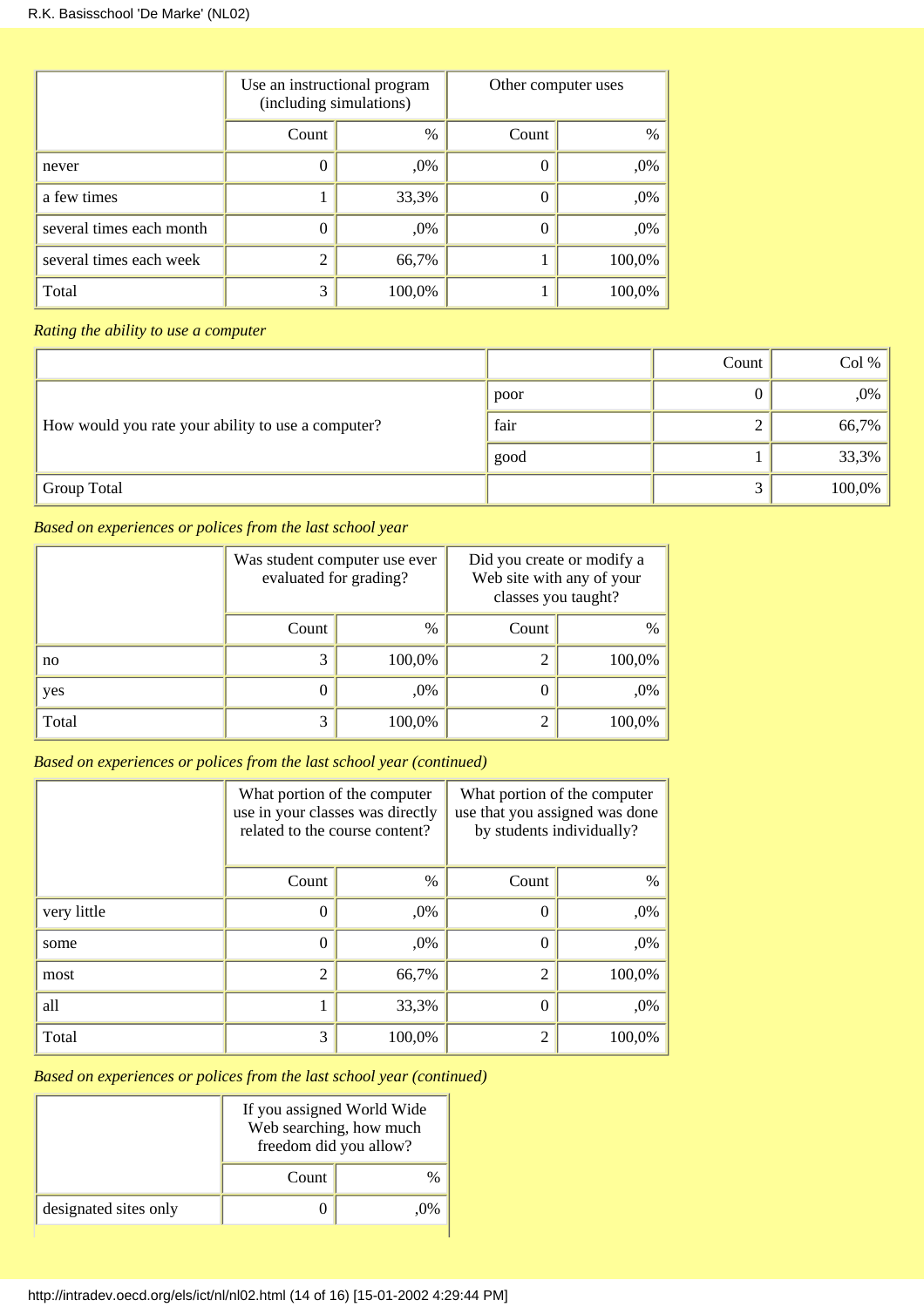| | Use an instructional program (including simulations) | | Other computer uses | |
|---|---|---|---|---|
| | Count | % | Count | % |
| never | 0 | ,0% | 0 | ,0% |
| a few times | 1 | 33,3% | 0 | ,0% |
| several times each month | 0 | ,0% | 0 | ,0% |
| several times each week | 2 | 66,7% | 1 | 100,0% |
| Total | 3 | 100,0% | 1 | 100,0% |

*Rating the ability to use a computer*

| | | Count | Col % |
|---|---|---|---|
| How would you rate your ability to use a computer? | poor | 0 | ,0% |
| | fair | 2 | 66,7% |
| | good | 1 | 33,3% |
| Group Total | | 3 | 100,0% |

*Based on experiences or polices from the last school year*

| | Was student computer use ever evaluated for grading? | | Did you create or modify a Web site with any of your classes you taught? | |
|---|---|---|---|---|
| | Count | % | Count | % |
| no | 3 | 100,0% | 2 | 100,0% |
| yes | 0 | ,0% | 0 | ,0% |
| Total | 3 | 100,0% | 2 | 100,0% |

*Based on experiences or polices from the last school year (continued)*

| | What portion of the computer use in your classes was directly related to the course content? | | What portion of the computer use that you assigned was done by students individually? | |
|---|---|---|---|---|
| | Count | % | Count | % |
| very little | 0 | ,0% | 0 | ,0% |
| some | 0 | ,0% | 0 | ,0% |
| most | 2 | 66,7% | 2 | 100,0% |
| all | 1 | 33,3% | 0 | ,0% |
| Total | 3 | 100,0% | 2 | 100,0% |

*Based on experiences or polices from the last school year (continued)*

| | If you assigned World Wide Web searching, how much freedom did you allow? | |
|---|---|---|
| | Count | % |
| designated sites only | 0 | ,0% |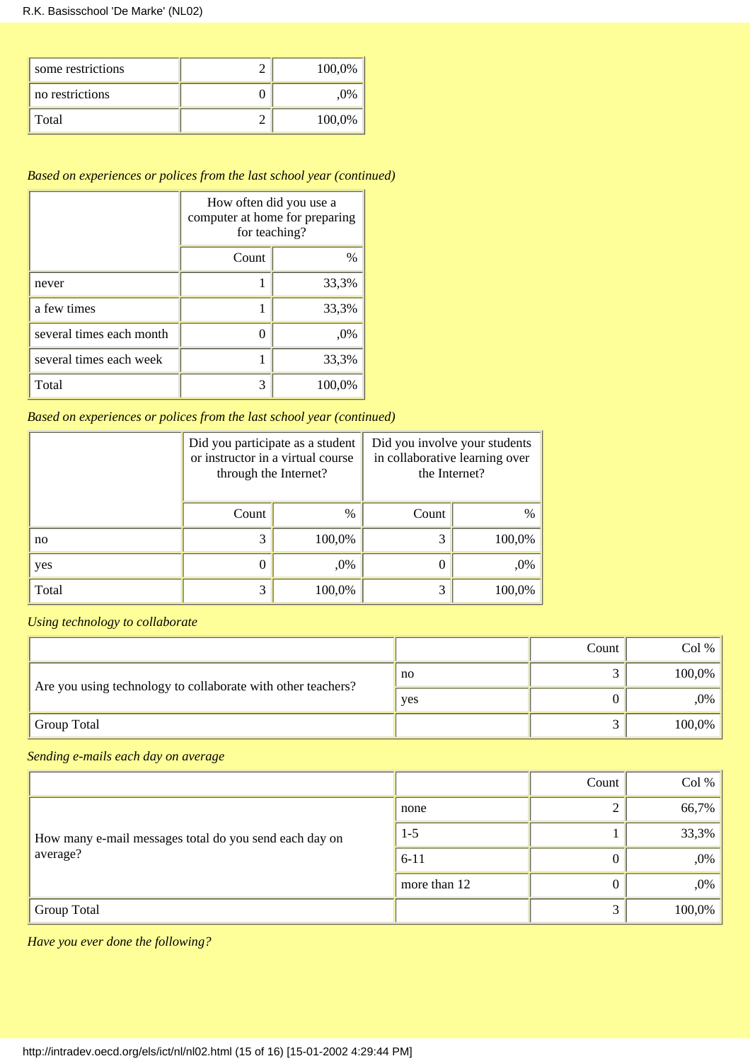| | | |
|---|---|---|
| some restrictions | 2 | 100,0% |
| no restrictions | 0 | ,0% |
| Total | 2 | 100,0% |

*Based on experiences or polices from the last school year (continued)*

| | How often did you use a computer at home for preparing for teaching? | |
|---|---|---|
| | Count | % |
| never | 1 | 33,3% |
| a few times | 1 | 33,3% |
| several times each month | 0 | ,0% |
| several times each week | 1 | 33,3% |
| Total | 3 | 100,0% |

*Based on experiences or polices from the last school year (continued)*

| | Did you participate as a student or instructor in a virtual course through the Internet? | | Did you involve your students in collaborative learning over the Internet? | |
|---|---|---|---|---|
| | Count | % | Count | % |
| no | 3 | 100,0% | 3 | 100,0% |
| yes | 0 | ,0% | 0 | ,0% |
| Total | 3 | 100,0% | 3 | 100,0% |

*Using technology to collaborate*

| | | Count | Col % |
|---|---|---|---|
| Are you using technology to collaborate with other teachers? | no | 3 | 100,0% |
| | yes | 0 | ,0% |
| Group Total | | 3 | 100,0% |

*Sending e-mails each day on average*

| | | Count | Col % |
|---|---|---|---|
| How many e-mail messages total do you send each day on average? | none | 2 | 66,7% |
| | 1-5 | 1 | 33,3% |
| | 6-11 | 0 | ,0% |
| | more than 12 | 0 | ,0% |
| Group Total | | 3 | 100,0% |

*Have you ever done the following?*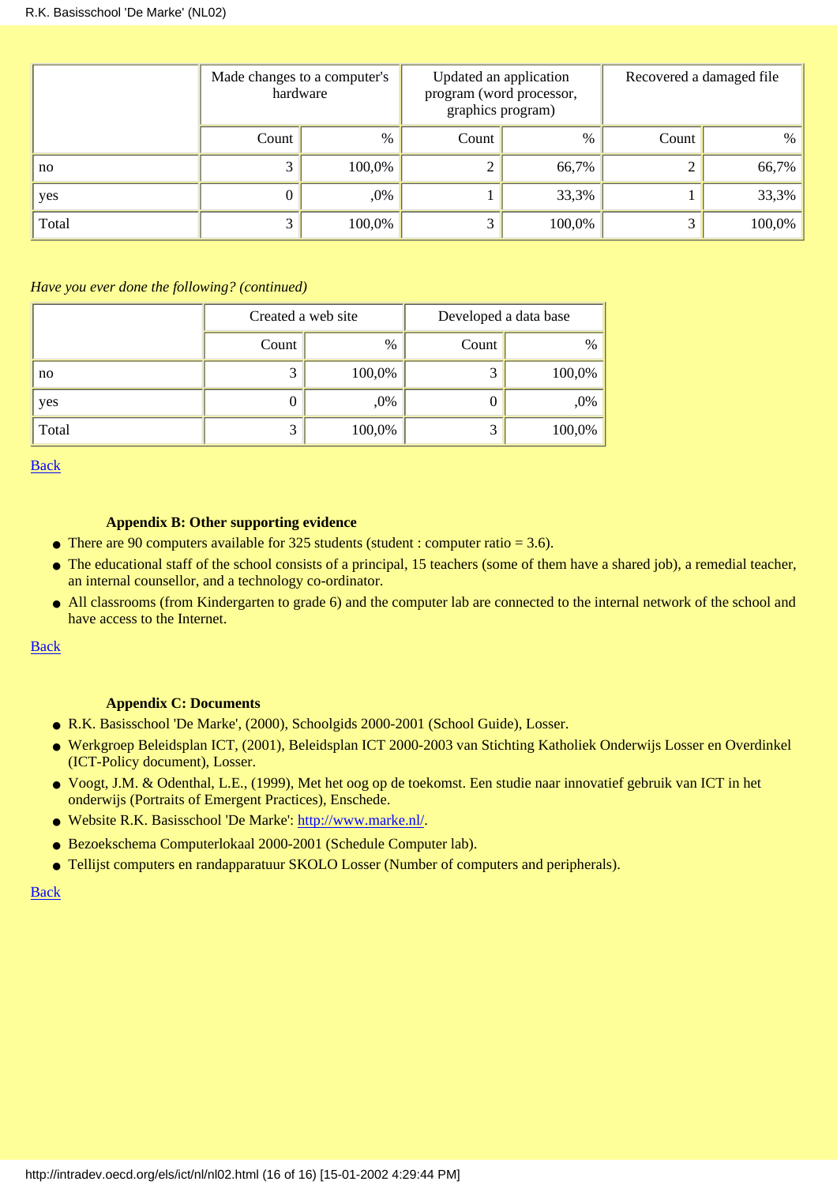| | Made changes to a computer's hardware | | Updated an application program (word processor, graphics program) | | Recovered a damaged file | |
|---|---|---|---|---|---|---|
| | Count | % | Count | % | Count | % |
| no | 3 | 100,0% | 2 | 66,7% | 2 | 66,7% |
| yes | 0 | ,0% | 1 | 33,3% | 1 | 33,3% |
| Total | 3 | 100,0% | 3 | 100,0% | 3 | 100,0% |

*Have you ever done the following? (continued)*

| | Created a web site | | Developed a data base | |
|---|---|---|---|---|
| | Count | % | Count | % |
| no | 3 | 100,0% | 3 | 100,0% |
| yes | 0 | ,0% | 0 | ,0% |
| Total | 3 | 100,0% | 3 | 100,0% |

Back

**Appendix B: Other supporting evidence**

- There are 90 computers available for 325 students (student : computer ratio = 3.6).
- The educational staff of the school consists of a principal, 15 teachers (some of them have a shared job), a remedial teacher, an internal counsellor, and a technology co-ordinator.
- All classrooms (from Kindergarten to grade 6) and the computer lab are connected to the internal network of the school and have access to the Internet.

Back

**Appendix C: Documents**

- R.K. Basisschool 'De Marke', (2000), Schoolgids 2000-2001 (School Guide), Losser.
- Werkgroep Beleidsplan ICT, (2001), Beleidsplan ICT 2000-2003 van Stichting Katholiek Onderwijs Losser en Overdinkel (ICT-Policy document), Losser.
- Voogt, J.M. & Odenthal, L.E., (1999), Met het oog op de toekomst. Een studie naar innovatief gebruik van ICT in het onderwijs (Portraits of Emergent Practices), Enschede.
- Website R.K. Basisschool 'De Marke': http://www.marke.nl/.
- Bezoekschema Computerlokaal 2000-2001 (Schedule Computer lab).
- Tellijst computers en randapparatuur SKOLO Losser (Number of computers and peripherals).

Back